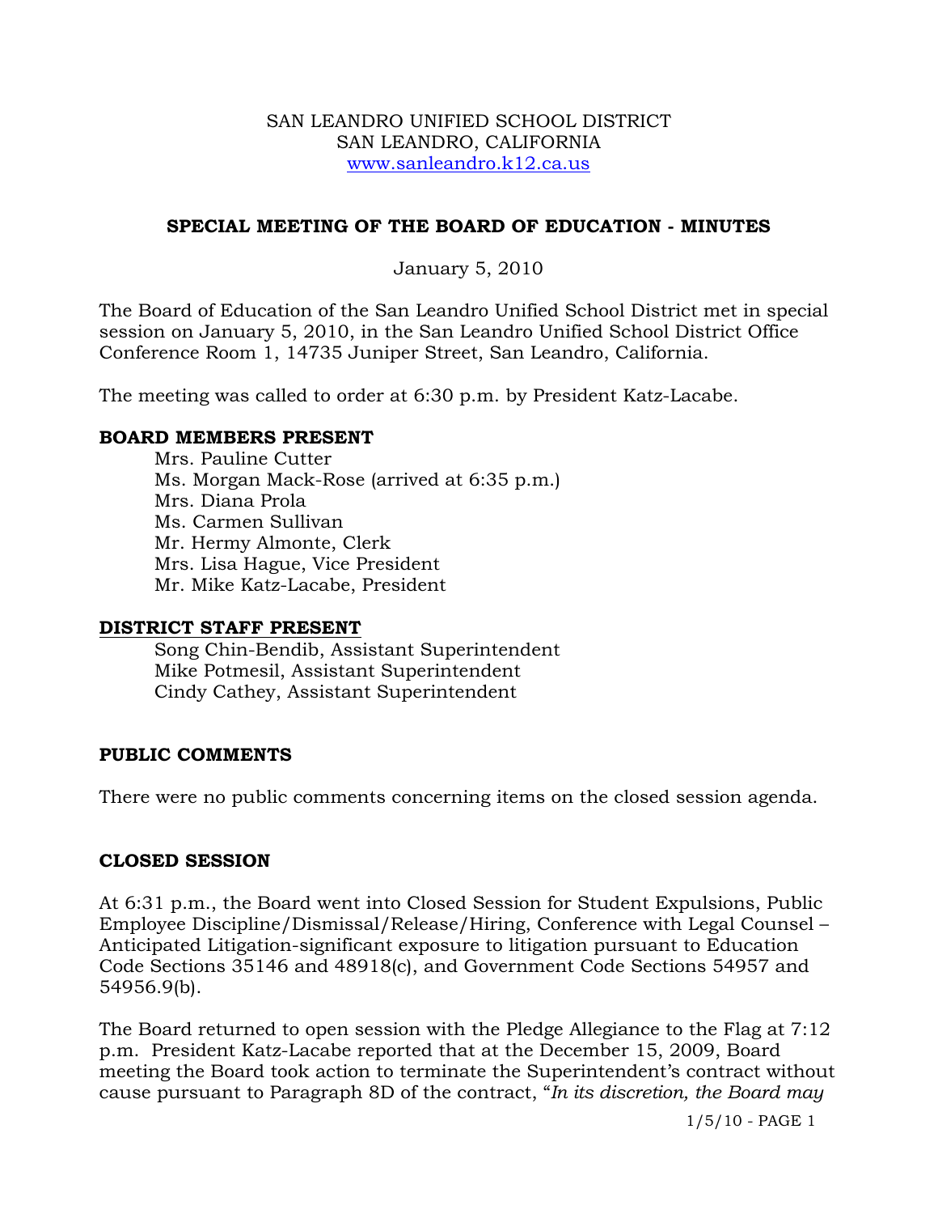SAN LEANDRO UNIFIED SCHOOL DISTRICT
SAN LEANDRO, CALIFORNIA
www.sanleandro.k12.ca.us

## SPECIAL MEETING OF THE BOARD OF EDUCATION - MINUTES

January 5, 2010

The Board of Education of the San Leandro Unified School District met in special session on January 5, 2010, in the San Leandro Unified School District Office Conference Room 1, 14735 Juniper Street, San Leandro, California.

The meeting was called to order at 6:30 p.m. by President Katz-Lacabe.

### BOARD MEMBERS PRESENT

Mrs. Pauline Cutter
Ms. Morgan Mack-Rose (arrived at 6:35 p.m.)
Mrs. Diana Prola
Ms. Carmen Sullivan
Mr. Hermy Almonte, Clerk
Mrs. Lisa Hague, Vice President
Mr. Mike Katz-Lacabe, President

### DISTRICT STAFF PRESENT

Song Chin-Bendib, Assistant Superintendent
Mike Potmesil, Assistant Superintendent
Cindy Cathey, Assistant Superintendent

### PUBLIC COMMENTS

There were no public comments concerning items on the closed session agenda.

### CLOSED SESSION

At 6:31 p.m., the Board went into Closed Session for Student Expulsions, Public Employee Discipline/Dismissal/Release/Hiring, Conference with Legal Counsel – Anticipated Litigation-significant exposure to litigation pursuant to Education Code Sections 35146 and 48918(c), and Government Code Sections 54957 and 54956.9(b).

The Board returned to open session with the Pledge Allegiance to the Flag at 7:12 p.m. President Katz-Lacabe reported that at the December 15, 2009, Board meeting the Board took action to terminate the Superintendent's contract without cause pursuant to Paragraph 8D of the contract, "*In its discretion, the Board may*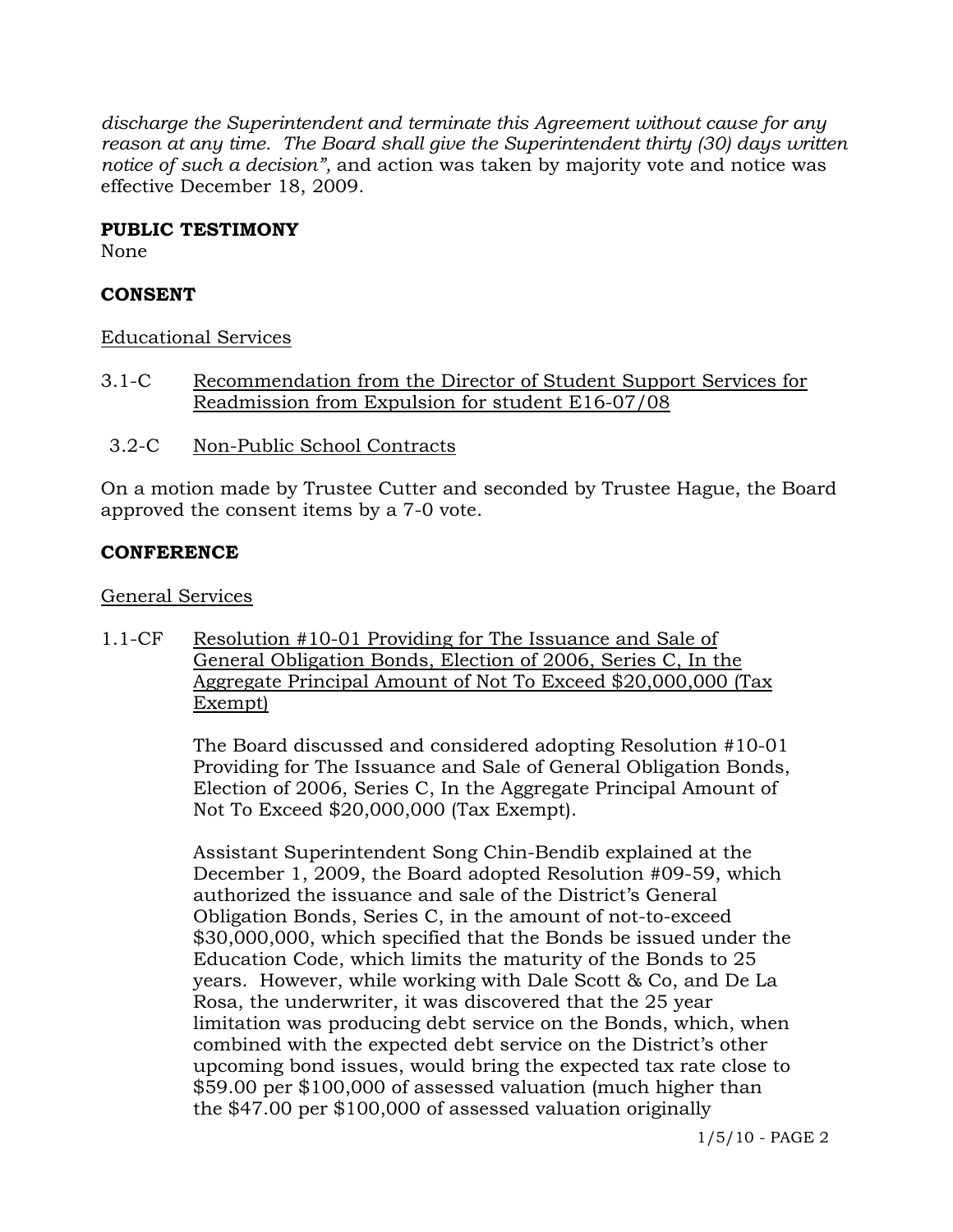*discharge the Superintendent and terminate this Agreement without cause for any reason at any time. The Board shall give the Superintendent thirty (30) days written notice of such a decision",* and action was taken by majority vote and notice was effective December 18, 2009.

**PUBLIC TESTIMONY**

None

**CONSENT**

Educational Services

3.1-C Recommendation from the Director of Student Support Services for Readmission from Expulsion for student E16-07/08

3.2-C Non-Public School Contracts

On a motion made by Trustee Cutter and seconded by Trustee Hague, the Board approved the consent items by a 7-0 vote.

**CONFERENCE**

General Services

1.1-CF Resolution #10-01 Providing for The Issuance and Sale of General Obligation Bonds, Election of 2006, Series C, In the Aggregate Principal Amount of Not To Exceed $20,000,000 (Tax Exempt)

The Board discussed and considered adopting Resolution #10-01 Providing for The Issuance and Sale of General Obligation Bonds, Election of 2006, Series C, In the Aggregate Principal Amount of Not To Exceed $20,000,000 (Tax Exempt).

Assistant Superintendent Song Chin-Bendib explained at the December 1, 2009, the Board adopted Resolution #09-59, which authorized the issuance and sale of the District's General Obligation Bonds, Series C, in the amount of not-to-exceed $30,000,000, which specified that the Bonds be issued under the Education Code, which limits the maturity of the Bonds to 25 years. However, while working with Dale Scott & Co, and De La Rosa, the underwriter, it was discovered that the 25 year limitation was producing debt service on the Bonds, which, when combined with the expected debt service on the District's other upcoming bond issues, would bring the expected tax rate close to $59.00 per $100,000 of assessed valuation (much higher than the $47.00 per $100,000 of assessed valuation originally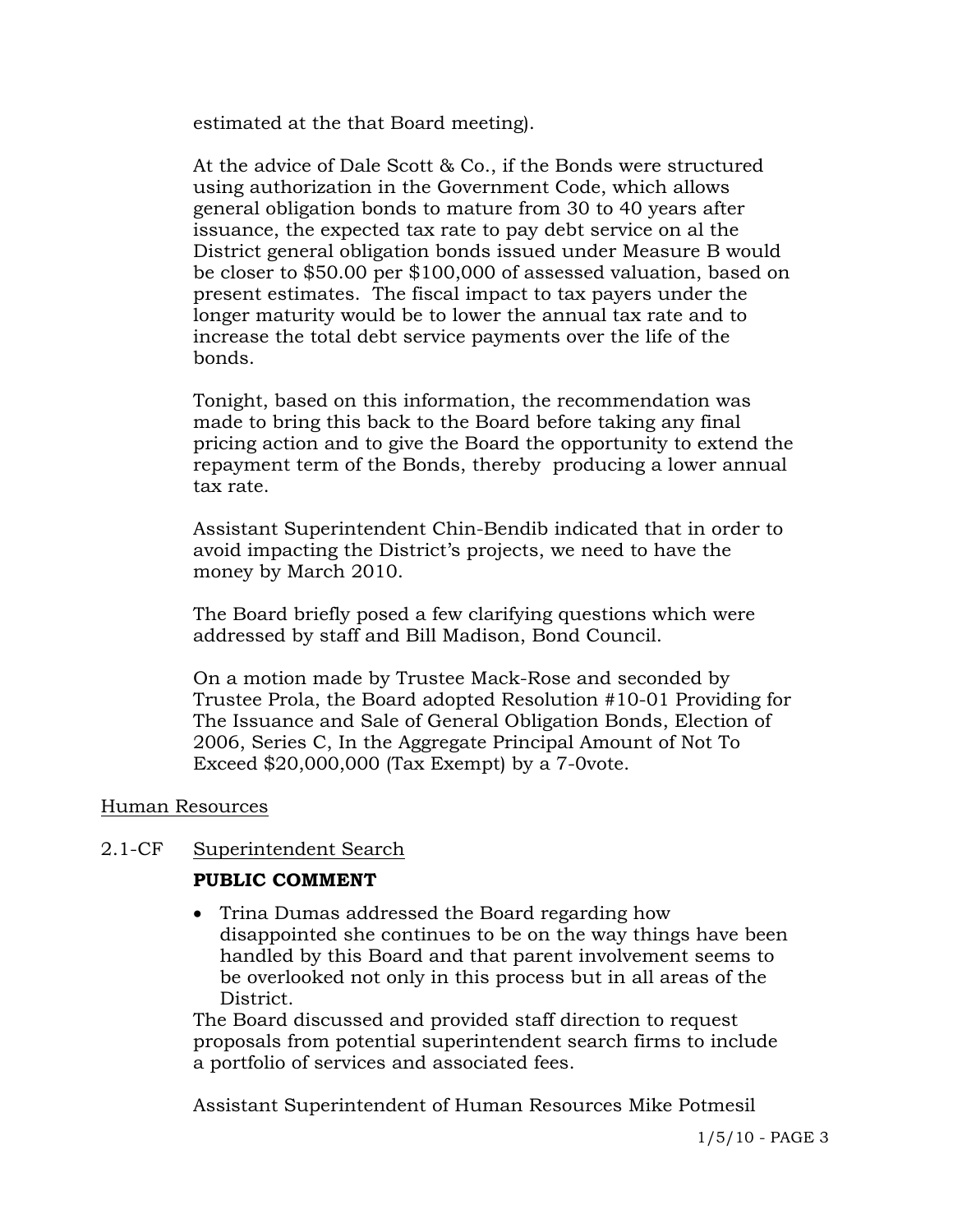estimated at the that Board meeting).

At the advice of Dale Scott & Co., if the Bonds were structured using authorization in the Government Code, which allows general obligation bonds to mature from 30 to 40 years after issuance, the expected tax rate to pay debt service on al the District general obligation bonds issued under Measure B would be closer to $50.00 per $100,000 of assessed valuation, based on present estimates. The fiscal impact to tax payers under the longer maturity would be to lower the annual tax rate and to increase the total debt service payments over the life of the bonds.

Tonight, based on this information, the recommendation was made to bring this back to the Board before taking any final pricing action and to give the Board the opportunity to extend the repayment term of the Bonds, thereby producing a lower annual tax rate.

Assistant Superintendent Chin-Bendib indicated that in order to avoid impacting the District's projects, we need to have the money by March 2010.

The Board briefly posed a few clarifying questions which were addressed by staff and Bill Madison, Bond Council.

On a motion made by Trustee Mack-Rose and seconded by Trustee Prola, the Board adopted Resolution #10-01 Providing for The Issuance and Sale of General Obligation Bonds, Election of 2006, Series C, In the Aggregate Principal Amount of Not To Exceed $20,000,000 (Tax Exempt) by a 7-0vote.

<u>Human Resources</u>

2.1-CF <u>Superintendent Search</u>

**PUBLIC COMMENT**

- Trina Dumas addressed the Board regarding how disappointed she continues to be on the way things have been handled by this Board and that parent involvement seems to be overlooked not only in this process but in all areas of the District.

The Board discussed and provided staff direction to request proposals from potential superintendent search firms to include a portfolio of services and associated fees.

Assistant Superintendent of Human Resources Mike Potmesil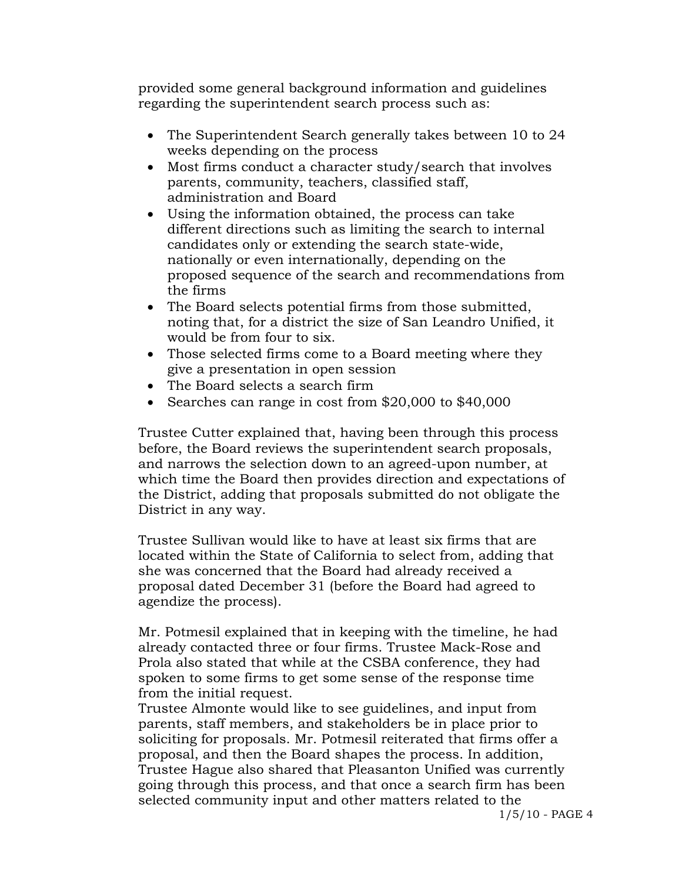provided some general background information and guidelines regarding the superintendent search process such as:

- The Superintendent Search generally takes between 10 to 24 weeks depending on the process
- Most firms conduct a character study/search that involves parents, community, teachers, classified staff, administration and Board
- Using the information obtained, the process can take different directions such as limiting the search to internal candidates only or extending the search state-wide, nationally or even internationally, depending on the proposed sequence of the search and recommendations from the firms
- The Board selects potential firms from those submitted, noting that, for a district the size of San Leandro Unified, it would be from four to six.
- Those selected firms come to a Board meeting where they give a presentation in open session
- The Board selects a search firm
- Searches can range in cost from $20,000 to $40,000

Trustee Cutter explained that, having been through this process before, the Board reviews the superintendent search proposals, and narrows the selection down to an agreed-upon number, at which time the Board then provides direction and expectations of the District, adding that proposals submitted do not obligate the District in any way.

Trustee Sullivan would like to have at least six firms that are located within the State of California to select from, adding that she was concerned that the Board had already received a proposal dated December 31 (before the Board had agreed to agendize the process).

Mr. Potmesil explained that in keeping with the timeline, he had already contacted three or four firms. Trustee Mack-Rose and Prola also stated that while at the CSBA conference, they had spoken to some firms to get some sense of the response time from the initial request.
Trustee Almonte would like to see guidelines, and input from parents, staff members, and stakeholders be in place prior to soliciting for proposals. Mr. Potmesil reiterated that firms offer a proposal, and then the Board shapes the process. In addition, Trustee Hague also shared that Pleasanton Unified was currently going through this process, and that once a search firm has been selected community input and other matters related to the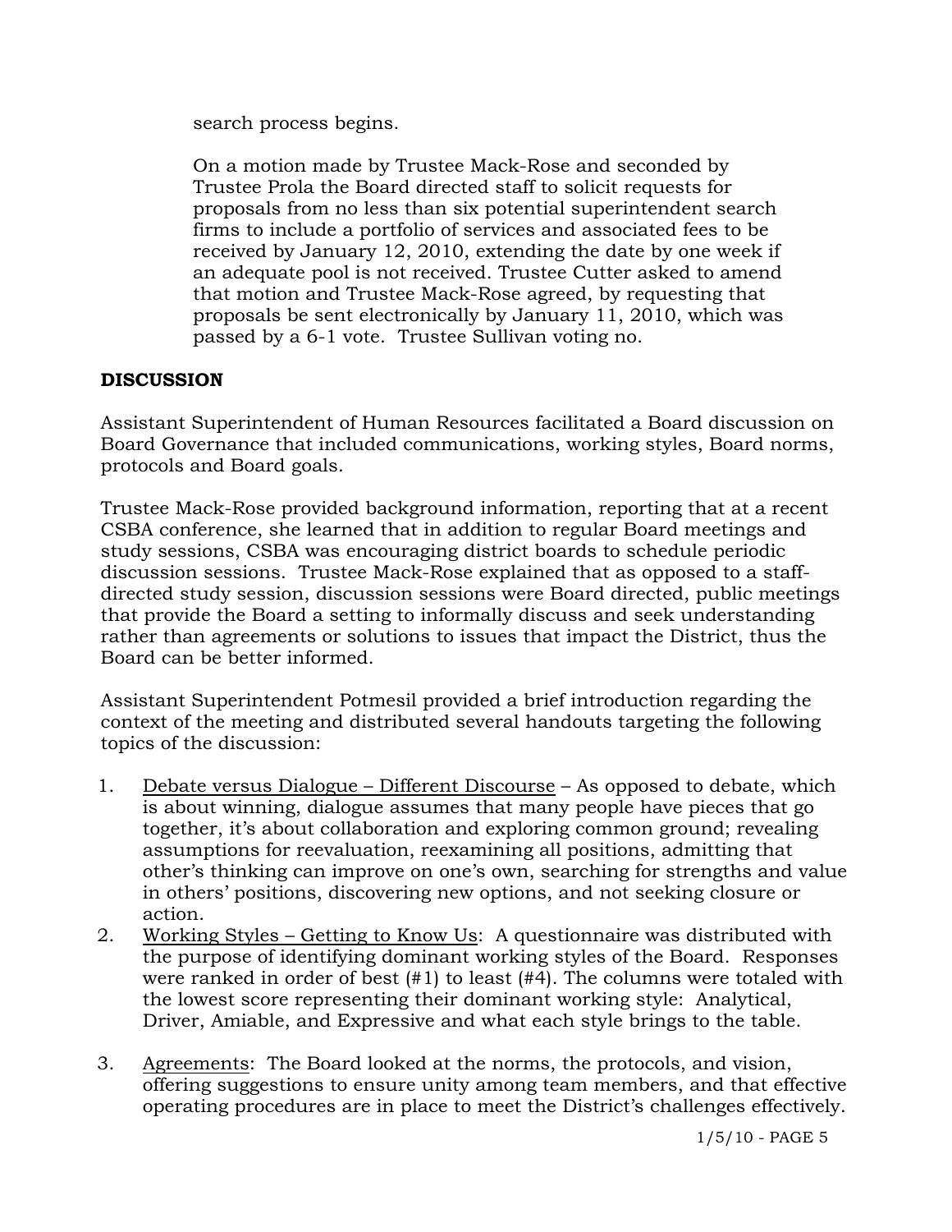search process begins.

On a motion made by Trustee Mack-Rose and seconded by Trustee Prola the Board directed staff to solicit requests for proposals from no less than six potential superintendent search firms to include a portfolio of services and associated fees to be received by January 12, 2010, extending the date by one week if an adequate pool is not received. Trustee Cutter asked to amend that motion and Trustee Mack-Rose agreed, by requesting that proposals be sent electronically by January 11, 2010, which was passed by a 6-1 vote. Trustee Sullivan voting no.

## DISCUSSION

Assistant Superintendent of Human Resources facilitated a Board discussion on Board Governance that included communications, working styles, Board norms, protocols and Board goals.

Trustee Mack-Rose provided background information, reporting that at a recent CSBA conference, she learned that in addition to regular Board meetings and study sessions, CSBA was encouraging district boards to schedule periodic discussion sessions. Trustee Mack-Rose explained that as opposed to a staff-directed study session, discussion sessions were Board directed, public meetings that provide the Board a setting to informally discuss and seek understanding rather than agreements or solutions to issues that impact the District, thus the Board can be better informed.

Assistant Superintendent Potmesil provided a brief introduction regarding the context of the meeting and distributed several handouts targeting the following topics of the discussion:

1. Debate versus Dialogue – Different Discourse – As opposed to debate, which is about winning, dialogue assumes that many people have pieces that go together, it's about collaboration and exploring common ground; revealing assumptions for reevaluation, reexamining all positions, admitting that other's thinking can improve on one's own, searching for strengths and value in others' positions, discovering new options, and not seeking closure or action.
2. Working Styles – Getting to Know Us: A questionnaire was distributed with the purpose of identifying dominant working styles of the Board. Responses were ranked in order of best (#1) to least (#4). The columns were totaled with the lowest score representing their dominant working style: Analytical, Driver, Amiable, and Expressive and what each style brings to the table.
3. Agreements: The Board looked at the norms, the protocols, and vision, offering suggestions to ensure unity among team members, and that effective operating procedures are in place to meet the District's challenges effectively.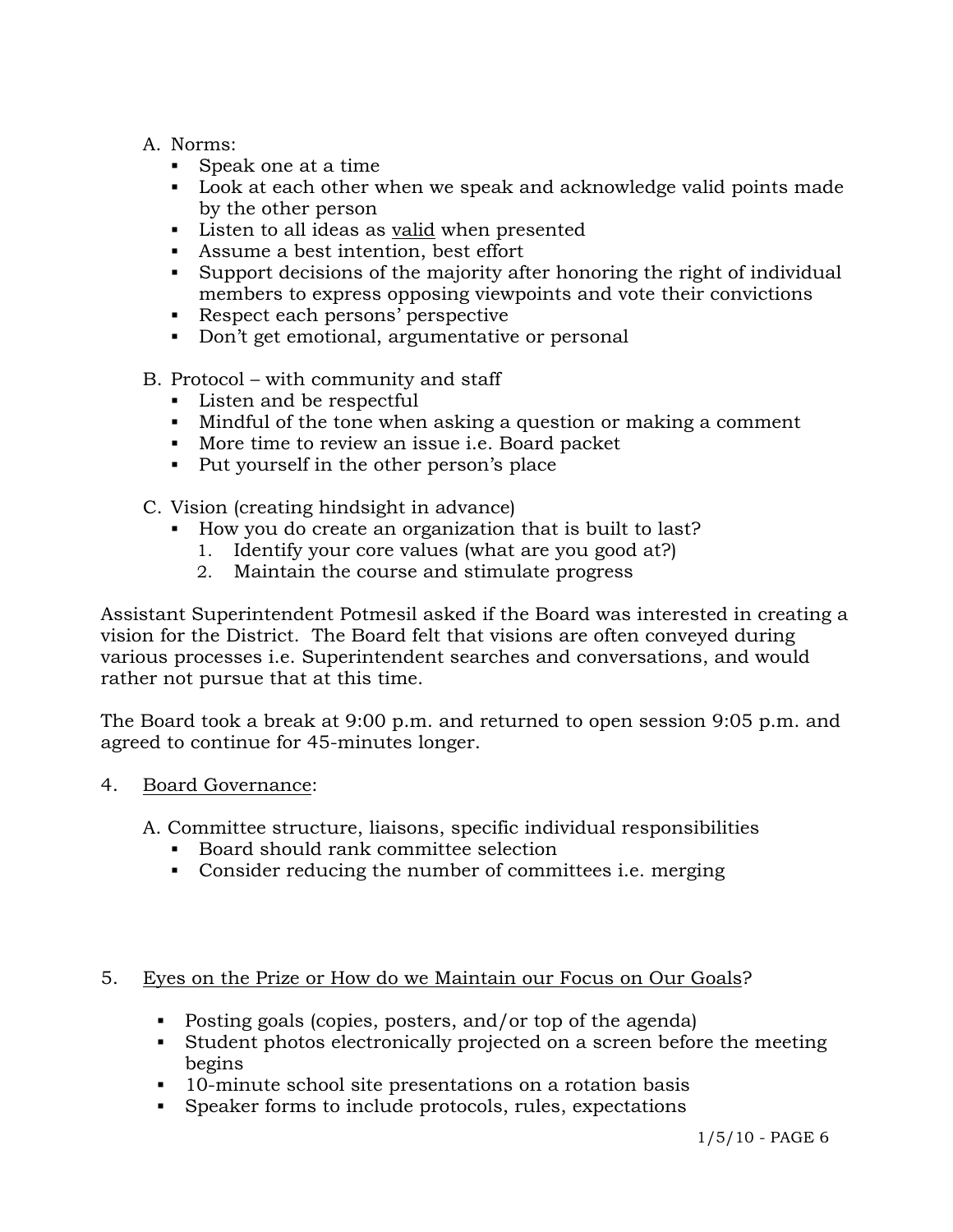A. Norms:
   - Speak one at a time
   - Look at each other when we speak and acknowledge valid points made by the other person
   - Listen to all ideas as <u>valid</u> when presented
   - Assume a best intention, best effort
   - Support decisions of the majority after honoring the right of individual members to express opposing viewpoints and vote their convictions
   - Respect each persons' perspective
   - Don't get emotional, argumentative or personal

B. Protocol – with community and staff
   - Listen and be respectful
   - Mindful of the tone when asking a question or making a comment
   - More time to review an issue i.e. Board packet
   - Put yourself in the other person's place

C. Vision (creating hindsight in advance)
   - How you do create an organization that is built to last?
     1. Identify your core values (what are you good at?)
     2. Maintain the course and stimulate progress

Assistant Superintendent Potmesil asked if the Board was interested in creating a vision for the District. The Board felt that visions are often conveyed during various processes i.e. Superintendent searches and conversations, and would rather not pursue that at this time.

The Board took a break at 9:00 p.m. and returned to open session 9:05 p.m. and agreed to continue for 45-minutes longer.

4. <u>Board Governance</u>:

   A. Committee structure, liaisons, specific individual responsibilities
      - Board should rank committee selection
      - Consider reducing the number of committees i.e. merging

5. <u>Eyes on the Prize or How do we Maintain our Focus on Our Goals</u>?

   - Posting goals (copies, posters, and/or top of the agenda)
   - Student photos electronically projected on a screen before the meeting begins
   - 10-minute school site presentations on a rotation basis
   - Speaker forms to include protocols, rules, expectations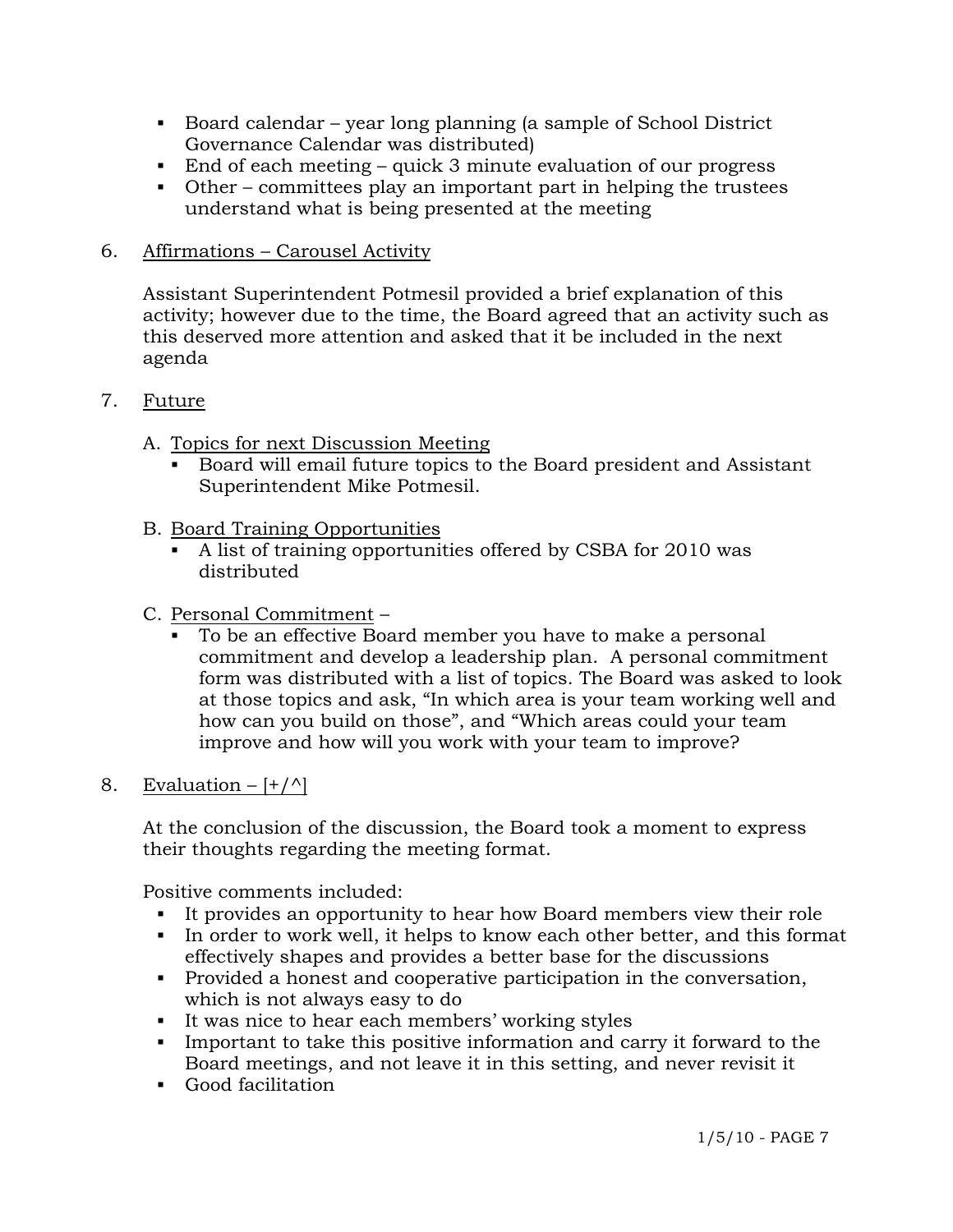- Board calendar – year long planning (a sample of School District Governance Calendar was distributed)
- End of each meeting – quick 3 minute evaluation of our progress
- Other – committees play an important part in helping the trustees understand what is being presented at the meeting

6. Affirmations – Carousel Activity

   Assistant Superintendent Potmesil provided a brief explanation of this activity; however due to the time, the Board agreed that an activity such as this deserved more attention and asked that it be included in the next agenda

7. Future

   A. Topics for next Discussion Meeting
      - Board will email future topics to the Board president and Assistant Superintendent Mike Potmesil.

   B. Board Training Opportunities
      - A list of training opportunities offered by CSBA for 2010 was distributed

   C. Personal Commitment –
      - To be an effective Board member you have to make a personal commitment and develop a leadership plan. A personal commitment form was distributed with a list of topics. The Board was asked to look at those topics and ask, "In which area is your team working well and how can you build on those", and "Which areas could your team improve and how will you work with your team to improve?

8. Evaluation – [+/^]

   At the conclusion of the discussion, the Board took a moment to express their thoughts regarding the meeting format.

   Positive comments included:
   - It provides an opportunity to hear how Board members view their role
   - In order to work well, it helps to know each other better, and this format effectively shapes and provides a better base for the discussions
   - Provided a honest and cooperative participation in the conversation, which is not always easy to do
   - It was nice to hear each members' working styles
   - Important to take this positive information and carry it forward to the Board meetings, and not leave it in this setting, and never revisit it
   - Good facilitation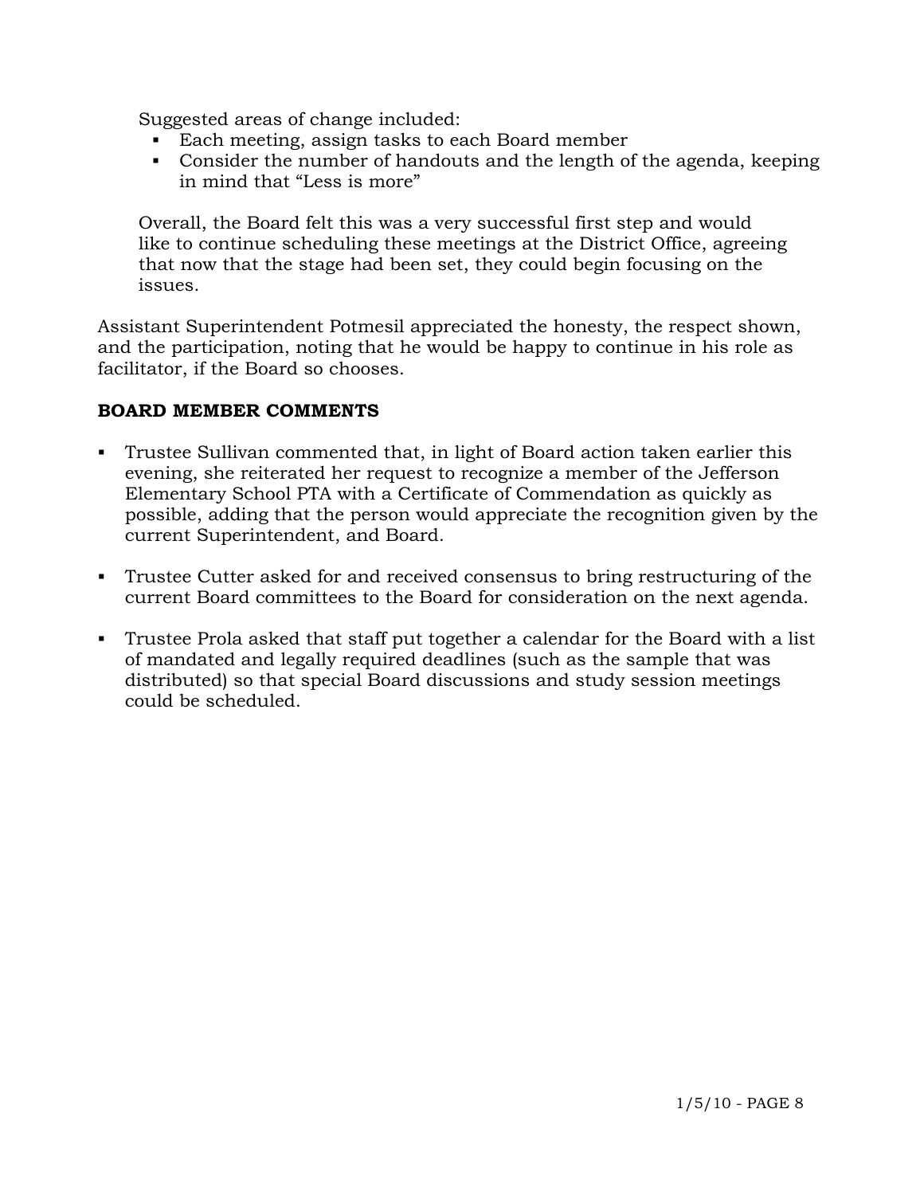Suggested areas of change included:

- Each meeting, assign tasks to each Board member
- Consider the number of handouts and the length of the agenda, keeping in mind that "Less is more"

Overall, the Board felt this was a very successful first step and would like to continue scheduling these meetings at the District Office, agreeing that now that the stage had been set, they could begin focusing on the issues.

Assistant Superintendent Potmesil appreciated the honesty, the respect shown, and the participation, noting that he would be happy to continue in his role as facilitator, if the Board so chooses.

**BOARD MEMBER COMMENTS**

- Trustee Sullivan commented that, in light of Board action taken earlier this evening, she reiterated her request to recognize a member of the Jefferson Elementary School PTA with a Certificate of Commendation as quickly as possible, adding that the person would appreciate the recognition given by the current Superintendent, and Board.

- Trustee Cutter asked for and received consensus to bring restructuring of the current Board committees to the Board for consideration on the next agenda.

- Trustee Prola asked that staff put together a calendar for the Board with a list of mandated and legally required deadlines (such as the sample that was distributed) so that special Board discussions and study session meetings could be scheduled.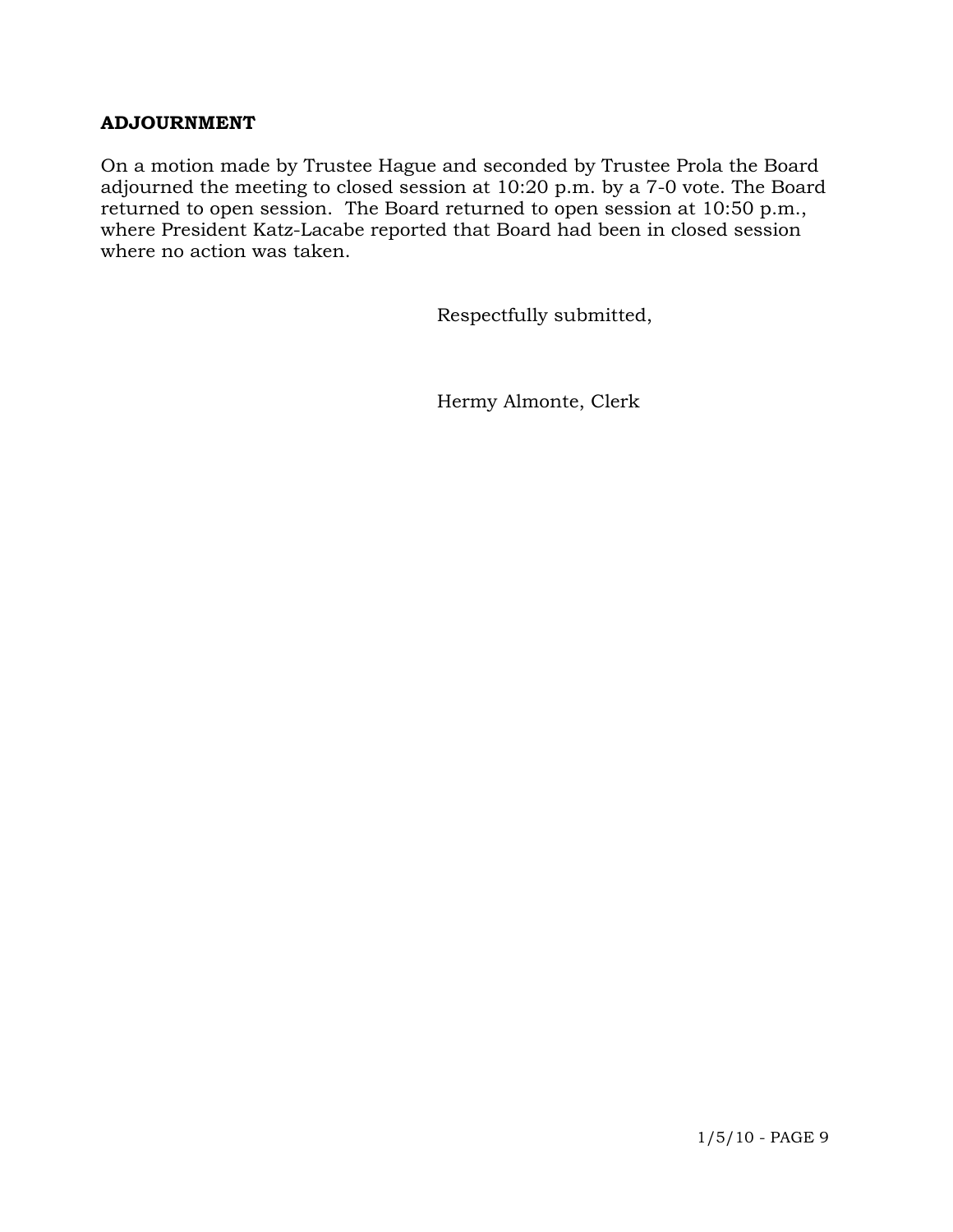**ADJOURNMENT**

On a motion made by Trustee Hague and seconded by Trustee Prola the Board adjourned the meeting to closed session at 10:20 p.m. by a 7-0 vote. The Board returned to open session. The Board returned to open session at 10:50 p.m., where President Katz-Lacabe reported that Board had been in closed session where no action was taken.

Respectfully submitted,

Hermy Almonte, Clerk